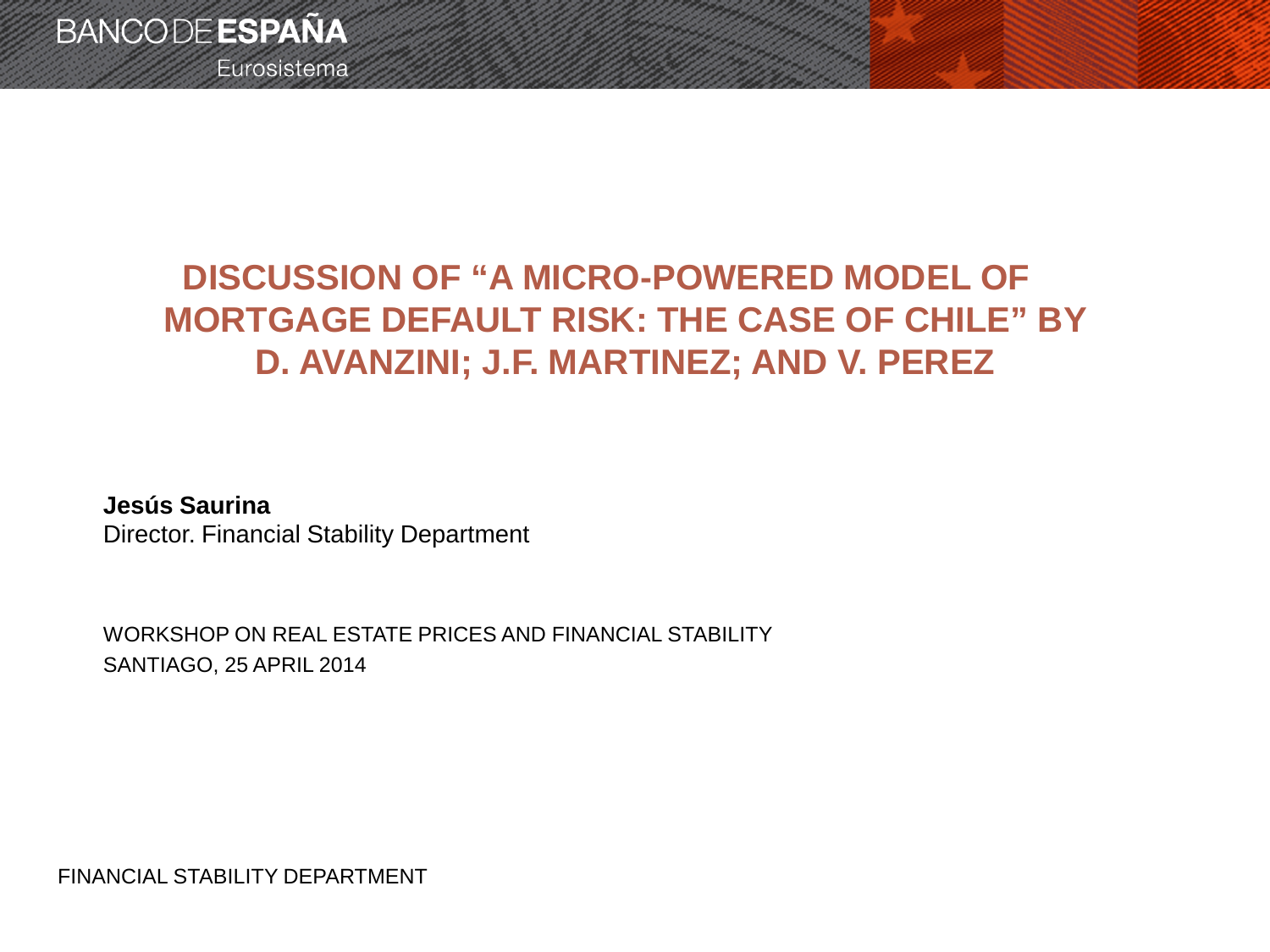BANCO DE ESPAÑA
Eurosistema

# DISCUSSION OF "A MICRO-POWERED MODEL OF MORTGAGE DEFAULT RISK: THE CASE OF CHILE" BY D. AVANZINI; J.F. MARTINEZ; AND V. PEREZ

**Jesús Saurina**
Director. Financial Stability Department

WORKSHOP ON REAL ESTATE PRICES AND FINANCIAL STABILITY
SANTIAGO, 25 APRIL 2014

FINANCIAL STABILITY DEPARTMENT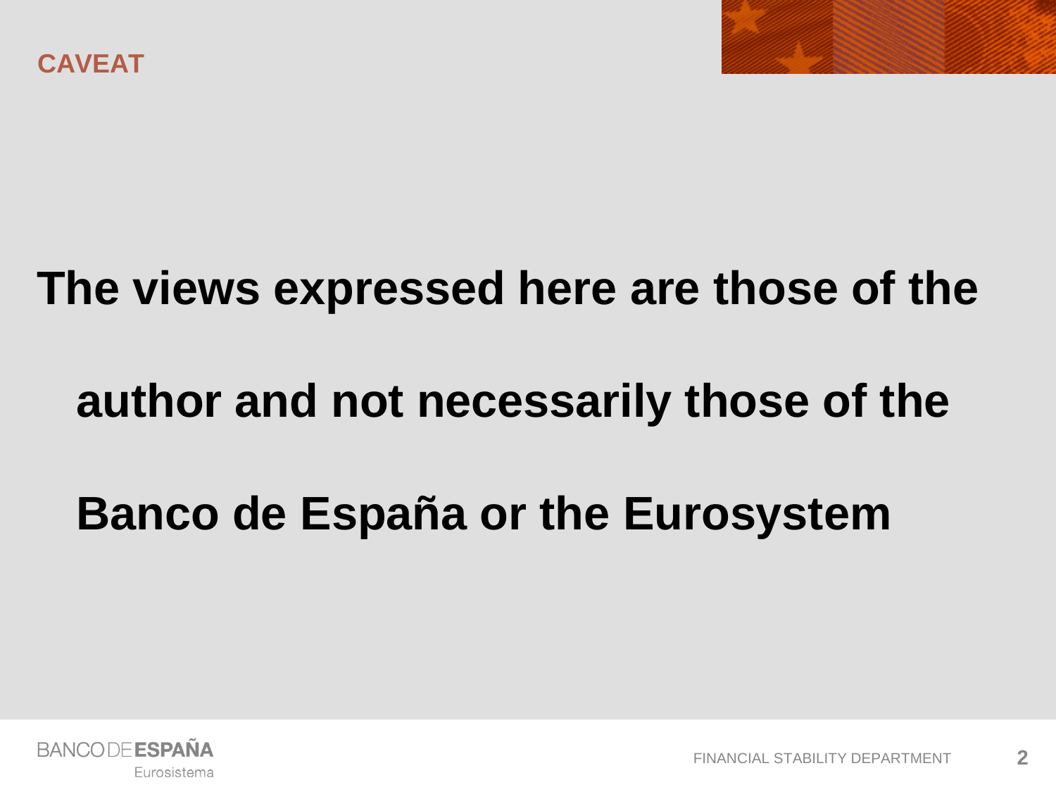## CAVEAT

**The views expressed here are those of the author and not necessarily those of the Banco de España or the Eurosystem**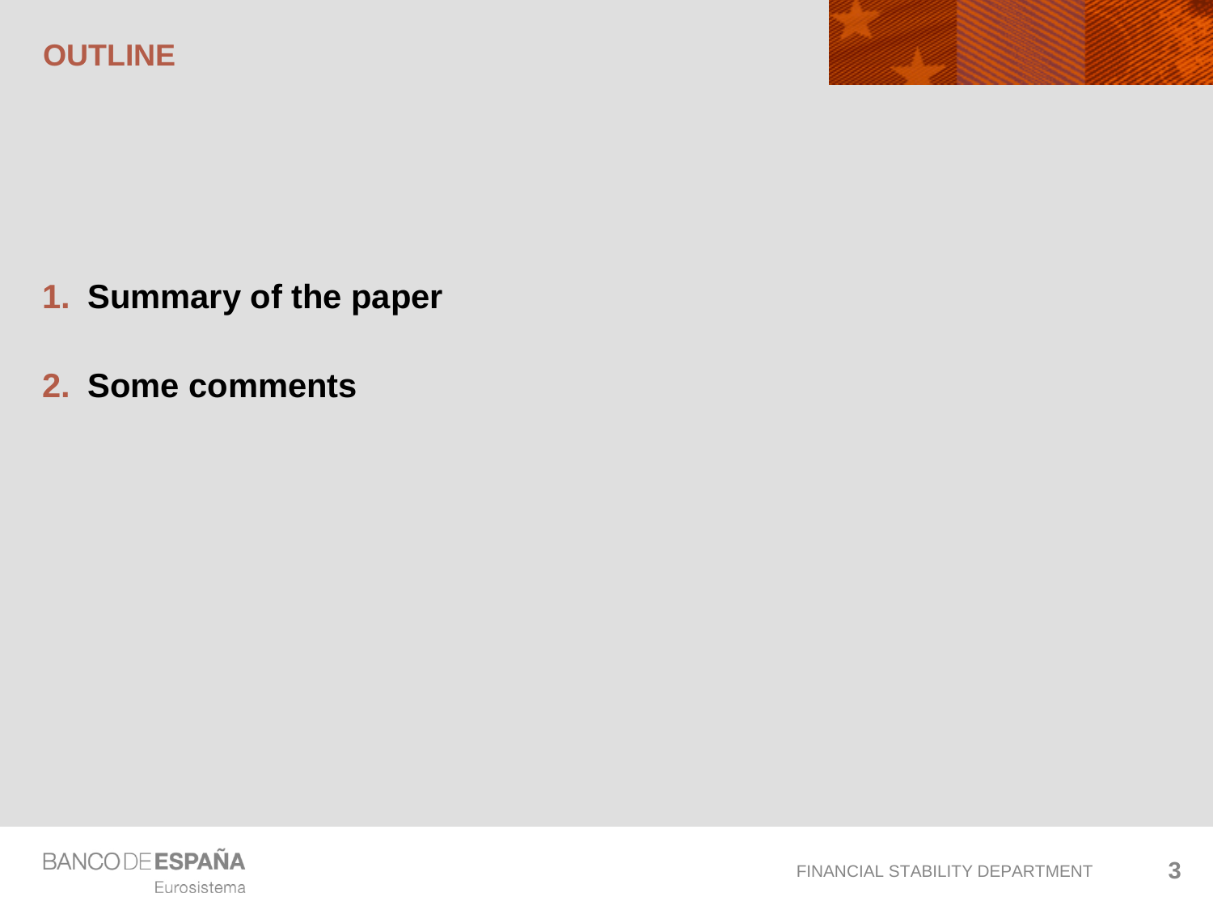# OUTLINE

1. **Summary of the paper**
2. **Some comments**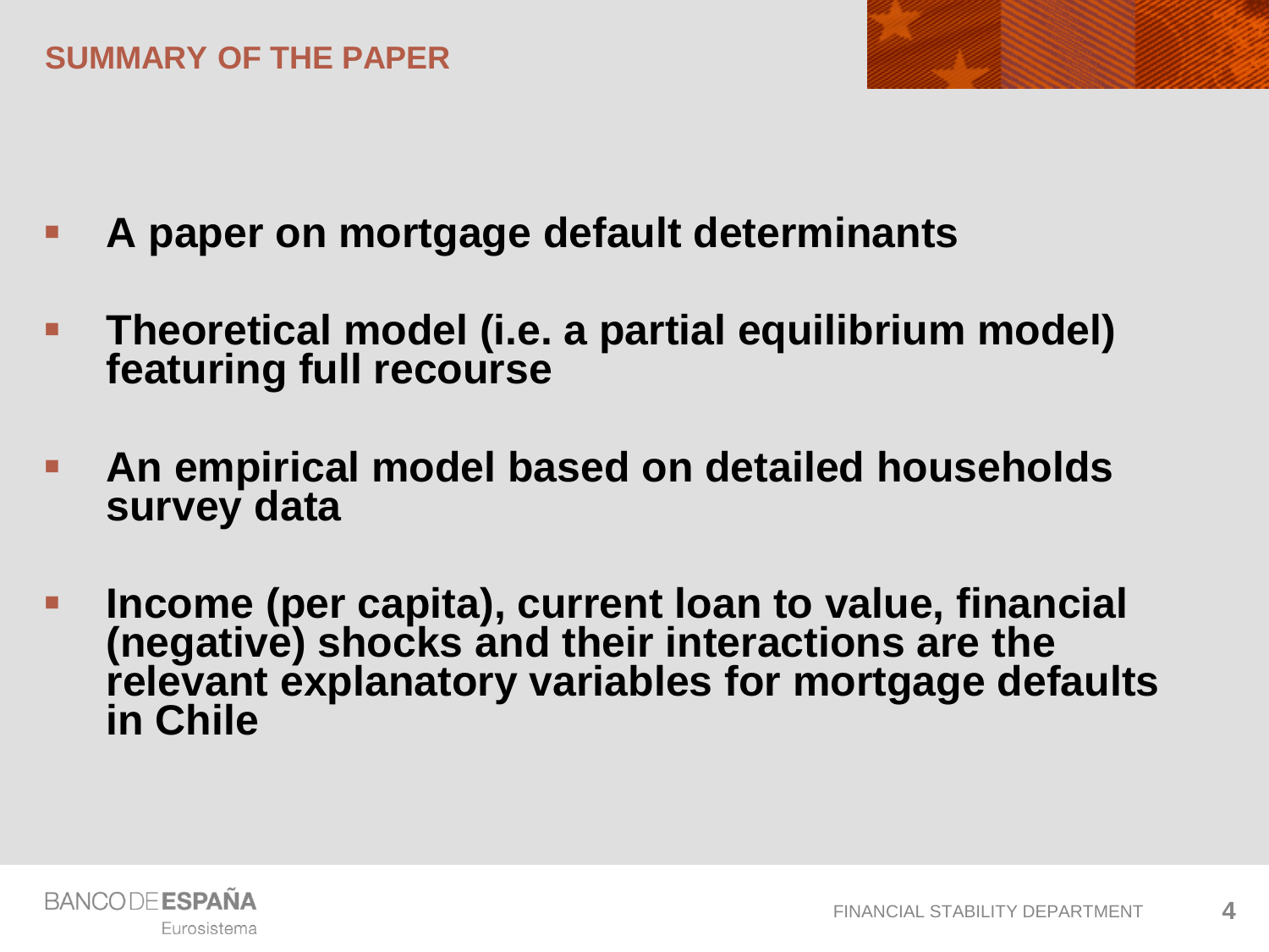## SUMMARY OF THE PAPER

- **A paper on mortgage default determinants**
- **Theoretical model (i.e. a partial equilibrium model) featuring full recourse**
- **An empirical model based on detailed households survey data**
- **Income (per capita), current loan to value, financial (negative) shocks and their interactions are the relevant explanatory variables for mortgage defaults in Chile**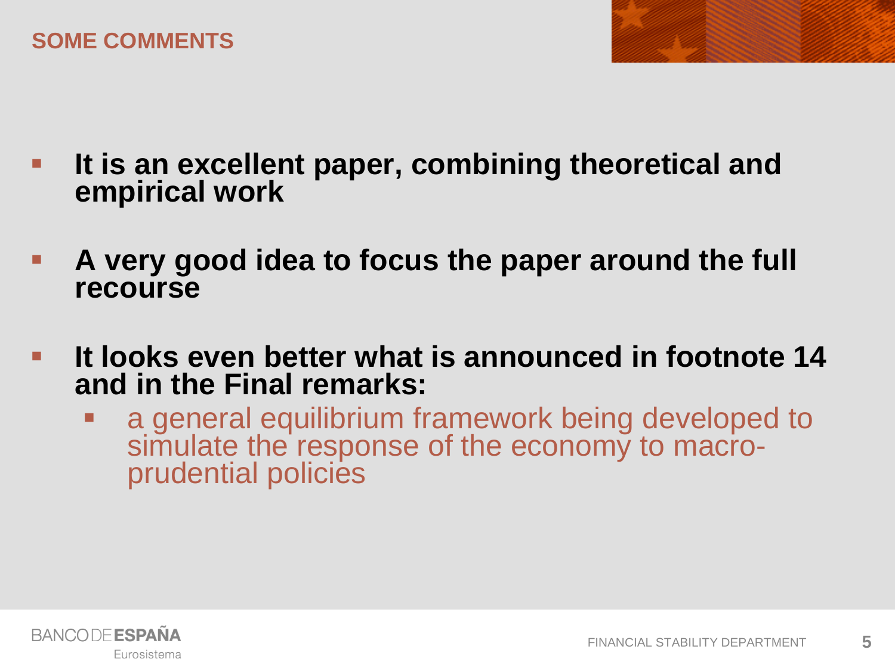## SOME COMMENTS

- **It is an excellent paper, combining theoretical and empirical work**
- **A very good idea to focus the paper around the full recourse**
- **It looks even better what is announced in footnote 14 and in the Final remarks:**
  - a general equilibrium framework being developed to simulate the response of the economy to macro-prudential policies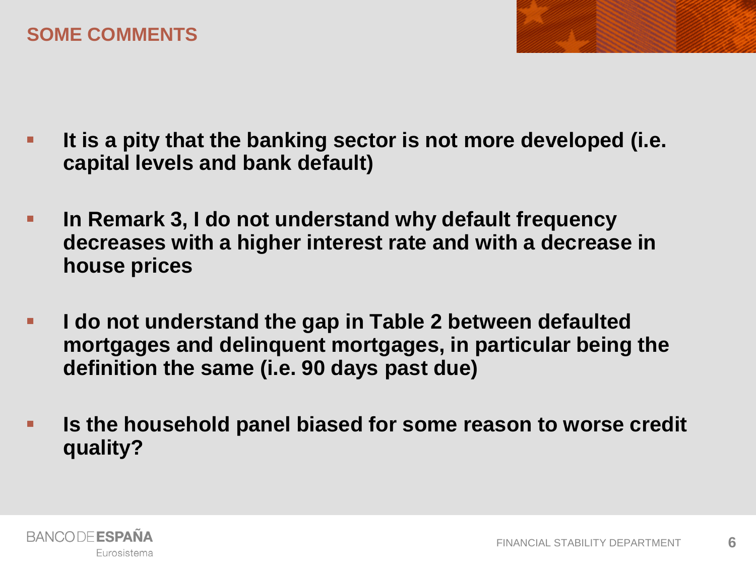# SOME COMMENTS

- **It is a pity that the banking sector is not more developed (i.e. capital levels and bank default)**
- **In Remark 3, I do not understand why default frequency decreases with a higher interest rate and with a decrease in house prices**
- **I do not understand the gap in Table 2 between defaulted mortgages and delinquent mortgages, in particular being the definition the same (i.e. 90 days past due)**
- **Is the household panel biased for some reason to worse credit quality?**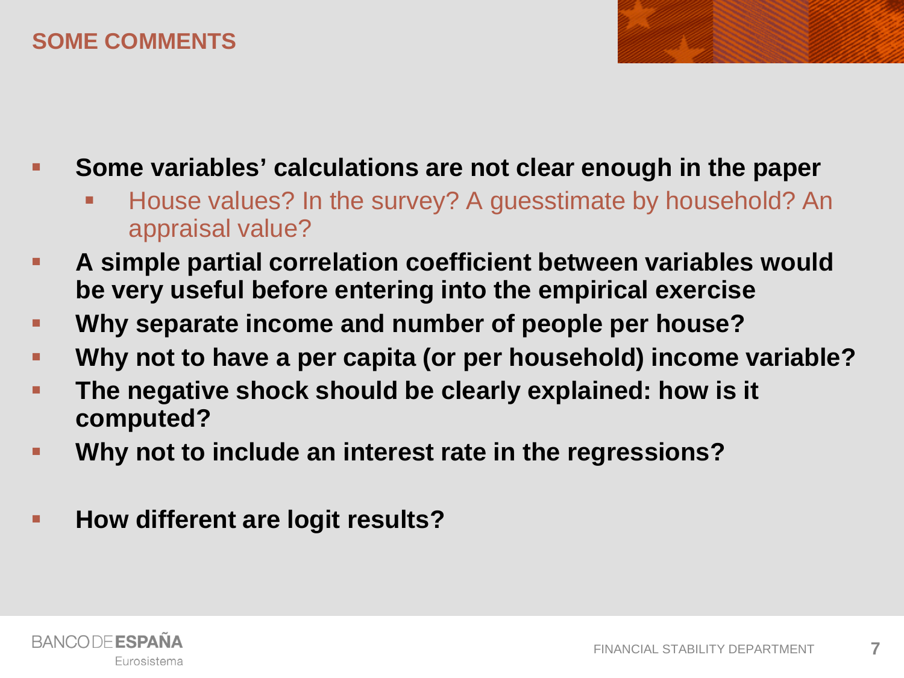## SOME COMMENTS

- **Some variables' calculations are not clear enough in the paper**
  - House values? In the survey? A guesstimate by household? An appraisal value?
- **A simple partial correlation coefficient between variables would be very useful before entering into the empirical exercise**
- **Why separate income and number of people per house?**
- **Why not to have a per capita (or per household) income variable?**
- **The negative shock should be clearly explained: how is it computed?**
- **Why not to include an interest rate in the regressions?**
- **How different are logit results?**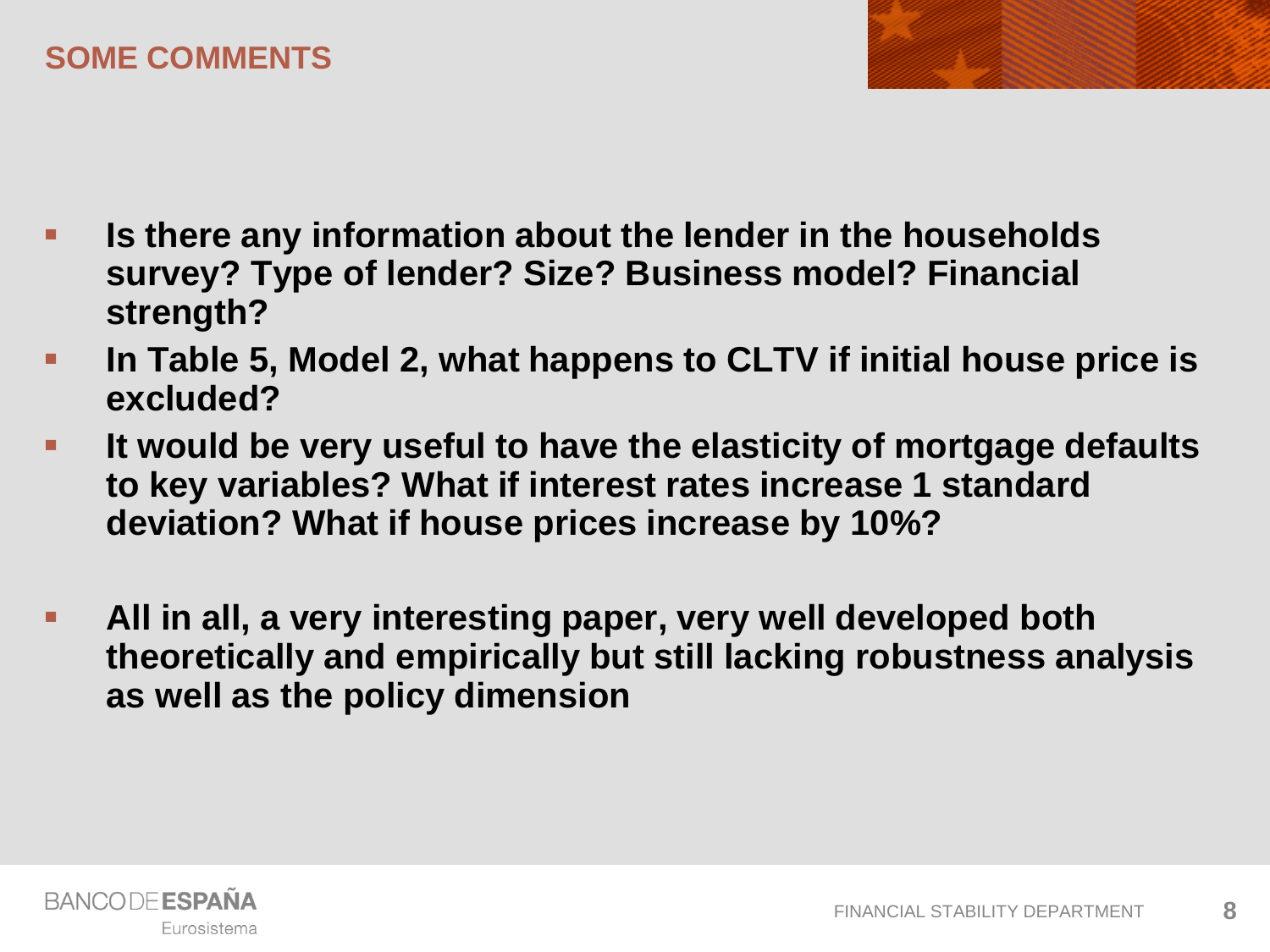## SOME COMMENTS

- **Is there any information about the lender in the households survey? Type of lender? Size? Business model? Financial strength?**
- **In Table 5, Model 2, what happens to CLTV if initial house price is excluded?**
- **It would be very useful to have the elasticity of mortgage defaults to key variables? What if interest rates increase 1 standard deviation? What if house prices increase by 10%?**

- **All in all, a very interesting paper, very well developed both theoretically and empirically but still lacking robustness analysis as well as the policy dimension**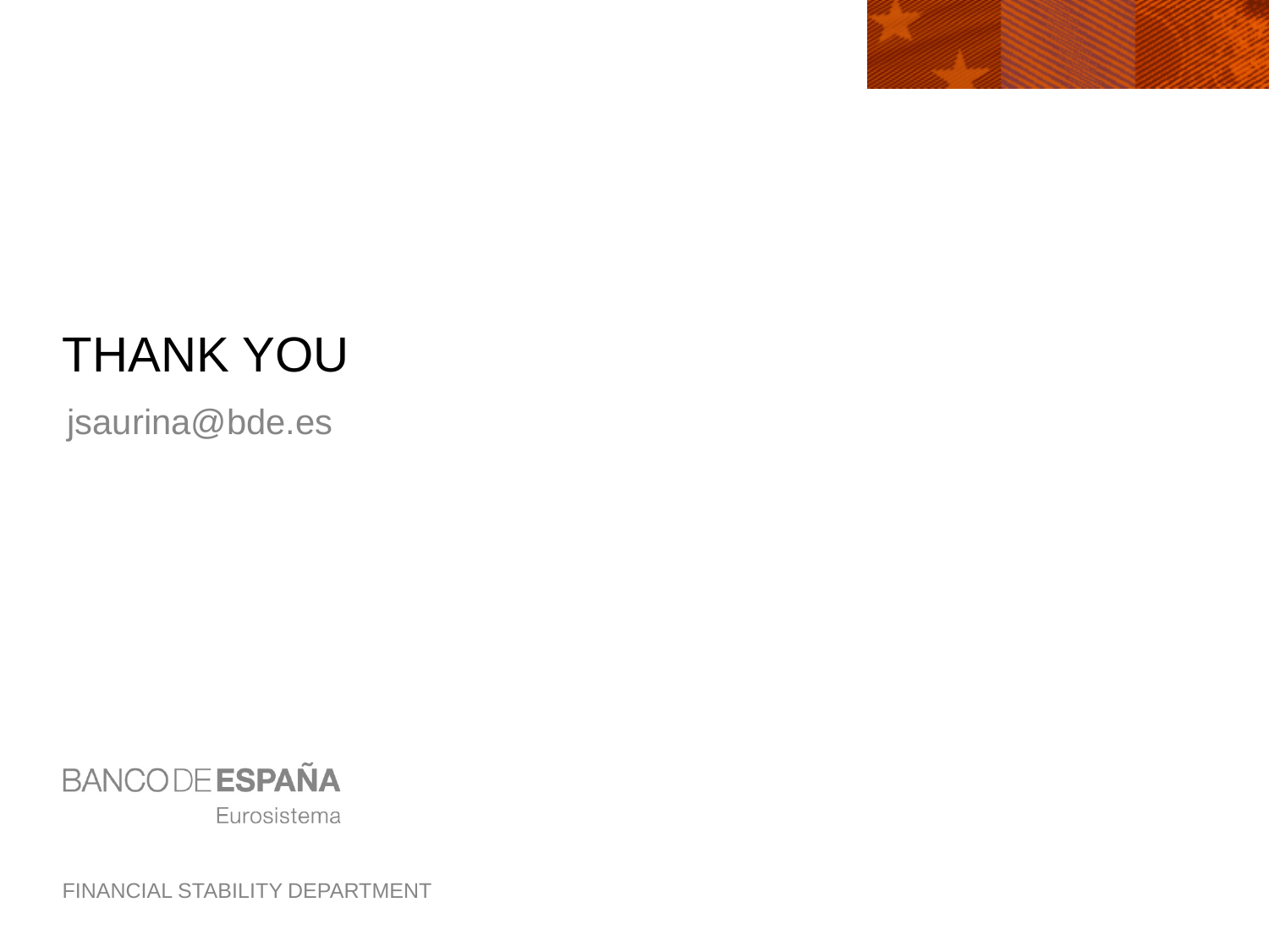# THANK YOU

jsaurina@bde.es

BANCO DE ESPAÑA
Eurosistema

FINANCIAL STABILITY DEPARTMENT